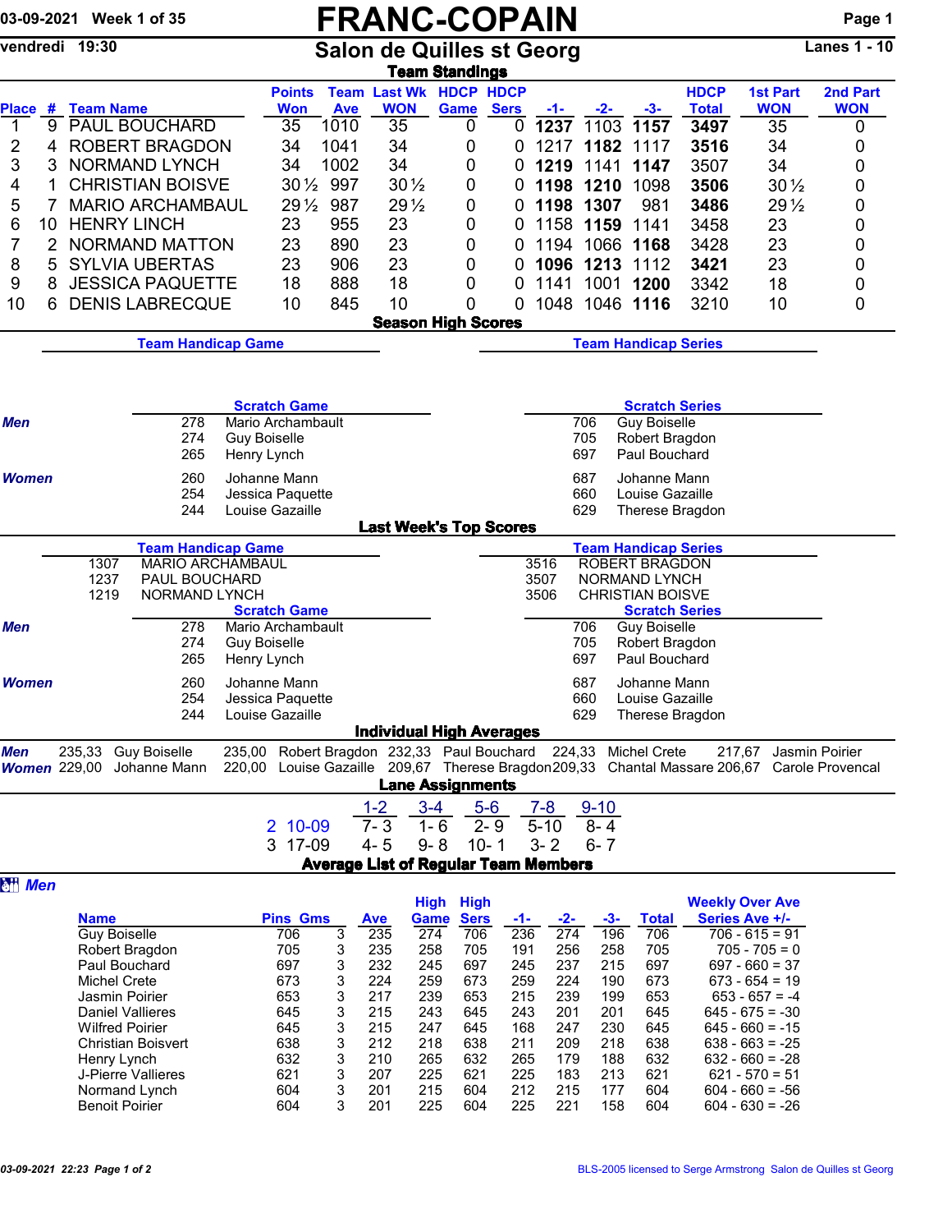03-09-2021 Week 1 of 35

vendredi 19:30

# FRANC-COPAIN

## Salon de Quilles st Georg

Lanes 1 - 10

### Team Standings

| Place | # | Team Name | Points Won | Team Ave | Last Wk WON | HDCP Game | HDCP Sers | -1- | -2- | -3- | HDCP Total | 1st Part WON | 2nd Part WON |
|---|---|---|---|---|---|---|---|---|---|---|---|---|---|
| 1 | 9 | PAUL BOUCHARD | 35 | 1010 | 35 | 0 | 0 | **1237** | 1103 | **1157** | **3497** | 35 | 0 |
| 2 | 4 | ROBERT BRAGDON | 34 | 1041 | 34 | 0 | 0 | 1217 | **1182** | 1117 | **3516** | 34 | 0 |
| 3 | 3 | NORMAND LYNCH | 34 | 1002 | 34 | 0 | 0 | **1219** | 1141 | **1147** | 3507 | 34 | 0 |
| 4 | 1 | CHRISTIAN BOISVE | 30½ | 997 | 30½ | 0 | 0 | **1198** | **1210** | 1098 | **3506** | 30½ | 0 |
| 5 | 7 | MARIO ARCHAMBAUL | 29½ | 987 | 29½ | 0 | 0 | **1198** | **1307** | 981 | **3486** | 29½ | 0 |
| 6 | 10 | HENRY LINCH | 23 | 955 | 23 | 0 | 0 | 1158 | **1159** | 1141 | 3458 | 23 | 0 |
| 7 | 2 | NORMAND MATTON | 23 | 890 | 23 | 0 | 0 | 1194 | 1066 | **1168** | 3428 | 23 | 0 |
| 8 | 5 | SYLVIA UBERTAS | 23 | 906 | 23 | 0 | 0 | **1096** | **1213** | 1112 | **3421** | 23 | 0 |
| 9 | 8 | JESSICA PAQUETTE | 18 | 888 | 18 | 0 | 0 | 1141 | 1001 | **1200** | 3342 | 18 | 0 |
| 10 | 6 | DENIS LABRECQUE | 10 | 845 | 10 | 0 | 0 | 1048 | 1046 | **1116** | 3210 | 10 | 0 |

### Season High Scores

**Team Handicap Game** | **Team Handicap Series**

| | Scratch Game | | Scratch Series | |
|---|---|---|---|---|
| *Men* | 278 | Mario Archambault | 706 | Guy Boiselle |
| | 274 | Guy Boiselle | 705 | Robert Bragdon |
| | 265 | Henry Lynch | 697 | Paul Bouchard |
| *Women* | 260 | Johanne Mann | 687 | Johanne Mann |
| | 254 | Jessica Paquette | 660 | Louise Gazaille |
| | 244 | Louise Gazaille | 629 | Therese Bragdon |

### Last Week's Top Scores

| Team Handicap Game | | Team Handicap Series | |
|---|---|---|---|
| 1307 | MARIO ARCHAMBAUL | 3516 | ROBERT BRAGDON |
| 1237 | PAUL BOUCHARD | 3507 | NORMAND LYNCH |
| 1219 | NORMAND LYNCH | 3506 | CHRISTIAN BOISVE |

| | Scratch Game | | Scratch Series | |
|---|---|---|---|---|
| *Men* | 278 | Mario Archambault | 706 | Guy Boiselle |
| | 274 | Guy Boiselle | 705 | Robert Bragdon |
| | 265 | Henry Lynch | 697 | Paul Bouchard |
| *Women* | 260 | Johanne Mann | 687 | Johanne Mann |
| | 254 | Jessica Paquette | 660 | Louise Gazaille |
| | 244 | Louise Gazaille | 629 | Therese Bragdon |

### Individual High Averages

| | | | | | | | | | | |
|---|---|---|---|---|---|---|---|---|---|---|
| *Men* | 235,33 | Guy Boiselle | 235,00 | Robert Bragdon | 232,33 | Paul Bouchard | 224,33 | Michel Crete | 217,67 | Jasmin Poirier |
| *Women* | 229,00 | Johanne Mann | 220,00 | Louise Gazaille | 209,67 | Therese Bragdon | 209,33 | Chantal Massare | 206,67 | Carole Provencal |

### Lane Assignments

| | | 1-2 | 3-4 | 5-6 | 7-8 | 9-10 |
|---|---|---|---|---|---|---|
| 2 | 10-09 | 7- 3 | 1- 6 | 2- 9 | 5-10 | 8- 4 |
| 3 | 17-09 | 4- 5 | 9- 8 | 10- 1 | 3- 2 | 6- 7 |

### Average List of Regular Team Members

*Men*

| Name | Pins | Gms | Ave | High Game | High Sers | -1- | -2- | -3- | Total | Weekly Over Ave Series Ave +/- |
|---|---|---|---|---|---|---|---|---|---|---|
| Guy Boiselle | 706 | 3 | 235 | 274 | 706 | 236 | 274 | 196 | 706 | 706 - 615 = 91 |
| Robert Bragdon | 705 | 3 | 235 | 258 | 705 | 191 | 256 | 258 | 705 | 705 - 705 = 0 |
| Paul Bouchard | 697 | 3 | 232 | 245 | 697 | 245 | 237 | 215 | 697 | 697 - 660 = 37 |
| Michel Crete | 673 | 3 | 224 | 259 | 673 | 259 | 224 | 190 | 673 | 673 - 654 = 19 |
| Jasmin Poirier | 653 | 3 | 217 | 239 | 653 | 215 | 239 | 199 | 653 | 653 - 657 = -4 |
| Daniel Vallieres | 645 | 3 | 215 | 243 | 645 | 243 | 201 | 201 | 645 | 645 - 675 = -30 |
| Wilfred Poirier | 645 | 3 | 215 | 247 | 645 | 168 | 247 | 230 | 645 | 645 - 660 = -15 |
| Christian Boisvert | 638 | 3 | 212 | 218 | 638 | 211 | 209 | 218 | 638 | 638 - 663 = -25 |
| Henry Lynch | 632 | 3 | 210 | 265 | 632 | 265 | 179 | 188 | 632 | 632 - 660 = -28 |
| J-Pierre Vallieres | 621 | 3 | 207 | 225 | 621 | 225 | 183 | 213 | 621 | 621 - 570 = 51 |
| Normand Lynch | 604 | 3 | 201 | 215 | 604 | 212 | 215 | 177 | 604 | 604 - 660 = -56 |
| Benoit Poirier | 604 | 3 | 201 | 225 | 604 | 225 | 221 | 158 | 604 | 604 - 630 = -26 |

03-09-2021 22:23

BLS-2005 licensed to Serge Armstrong Salon de Quilles st Georg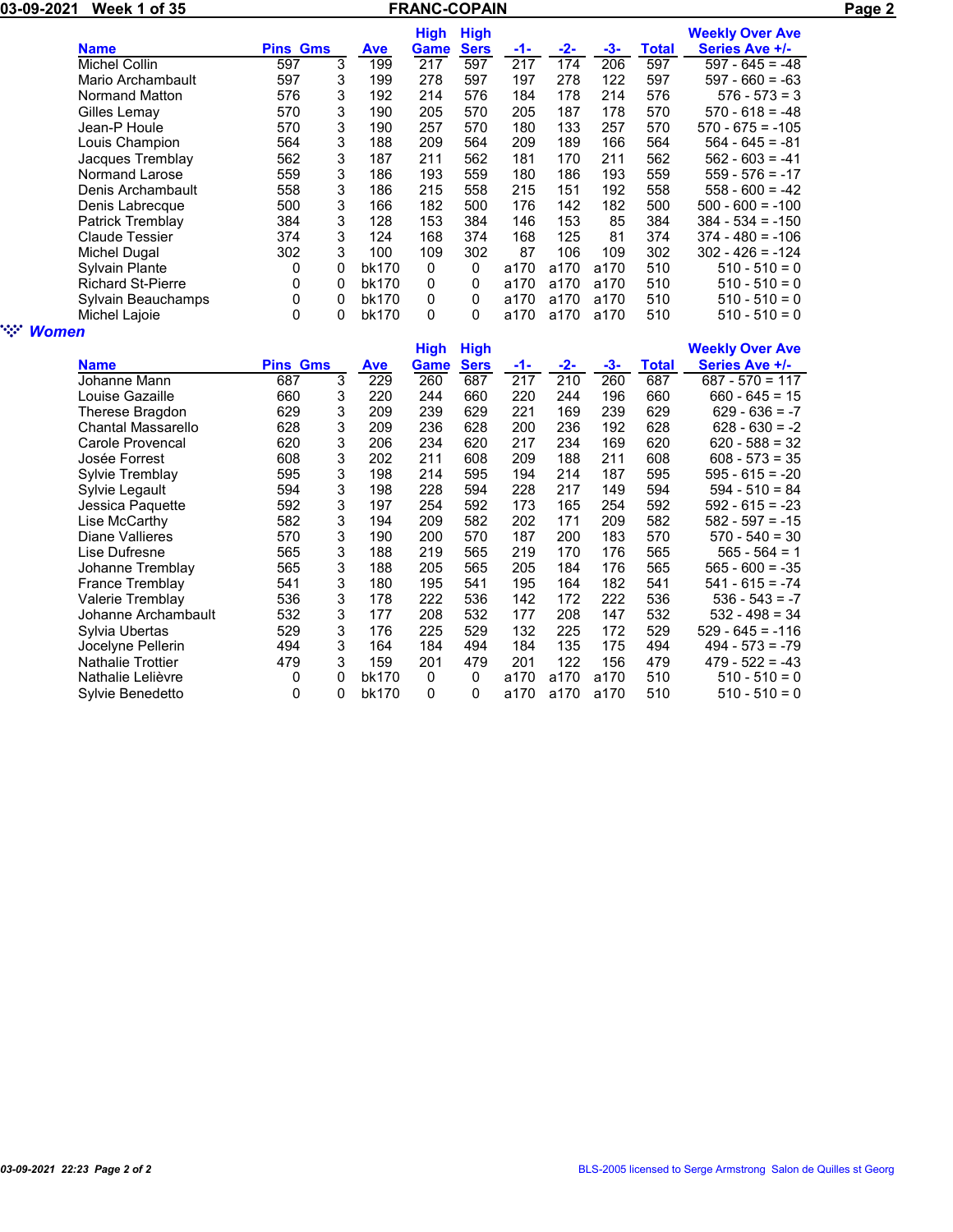# FRANC-COPAIN

03-09-2021 Week 1 of 35

| Name | Pins | Gms | Ave | High Game | High Sers | -1- | -2- | -3- | Total | Weekly Over Ave Series Ave +/- |
|---|---|---|---|---|---|---|---|---|---|---|
| Michel Collin | 597 | 3 | 199 | 217 | 597 | 217 | 174 | 206 | 597 | 597 - 645 = -48 |
| Mario Archambault | 597 | 3 | 199 | 278 | 597 | 197 | 278 | 122 | 597 | 597 - 660 = -63 |
| Normand Matton | 576 | 3 | 192 | 214 | 576 | 184 | 178 | 214 | 576 | 576 - 573 = 3 |
| Gilles Lemay | 570 | 3 | 190 | 205 | 570 | 205 | 187 | 178 | 570 | 570 - 618 = -48 |
| Jean-P Houle | 570 | 3 | 190 | 257 | 570 | 180 | 133 | 257 | 570 | 570 - 675 = -105 |
| Louis Champion | 564 | 3 | 188 | 209 | 564 | 209 | 189 | 166 | 564 | 564 - 645 = -81 |
| Jacques Tremblay | 562 | 3 | 187 | 211 | 562 | 181 | 170 | 211 | 562 | 562 - 603 = -41 |
| Normand Larose | 559 | 3 | 186 | 193 | 559 | 180 | 186 | 193 | 559 | 559 - 576 = -17 |
| Denis Archambault | 558 | 3 | 186 | 215 | 558 | 215 | 151 | 192 | 558 | 558 - 600 = -42 |
| Denis Labrecque | 500 | 3 | 166 | 182 | 500 | 176 | 142 | 182 | 500 | 500 - 600 = -100 |
| Patrick Tremblay | 384 | 3 | 128 | 153 | 384 | 146 | 153 | 85 | 384 | 384 - 534 = -150 |
| Claude Tessier | 374 | 3 | 124 | 168 | 374 | 168 | 125 | 81 | 374 | 374 - 480 = -106 |
| Michel Dugal | 302 | 3 | 100 | 109 | 302 | 87 | 106 | 109 | 302 | 302 - 426 = -124 |
| Sylvain Plante | 0 | 0 | bk170 | 0 | 0 | a170 | a170 | a170 | 510 | 510 - 510 = 0 |
| Richard St-Pierre | 0 | 0 | bk170 | 0 | 0 | a170 | a170 | a170 | 510 | 510 - 510 = 0 |
| Sylvain Beauchamps | 0 | 0 | bk170 | 0 | 0 | a170 | a170 | a170 | 510 | 510 - 510 = 0 |
| Michel Lajoie | 0 | 0 | bk170 | 0 | 0 | a170 | a170 | a170 | 510 | 510 - 510 = 0 |

## *Women*

| Name | Pins | Gms | Ave | High Game | High Sers | -1- | -2- | -3- | Total | Weekly Over Ave Series Ave +/- |
|---|---|---|---|---|---|---|---|---|---|---|
| Johanne Mann | 687 | 3 | 229 | 260 | 687 | 217 | 210 | 260 | 687 | 687 - 570 = 117 |
| Louise Gazaille | 660 | 3 | 220 | 244 | 660 | 220 | 244 | 196 | 660 | 660 - 645 = 15 |
| Therese Bragdon | 629 | 3 | 209 | 239 | 629 | 221 | 169 | 239 | 629 | 629 - 636 = -7 |
| Chantal Massarello | 628 | 3 | 209 | 236 | 628 | 200 | 236 | 192 | 628 | 628 - 630 = -2 |
| Carole Provencal | 620 | 3 | 206 | 234 | 620 | 217 | 234 | 169 | 620 | 620 - 588 = 32 |
| Josée Forrest | 608 | 3 | 202 | 211 | 608 | 209 | 188 | 211 | 608 | 608 - 573 = 35 |
| Sylvie Tremblay | 595 | 3 | 198 | 214 | 595 | 194 | 214 | 187 | 595 | 595 - 615 = -20 |
| Sylvie Legault | 594 | 3 | 198 | 228 | 594 | 228 | 217 | 149 | 594 | 594 - 510 = 84 |
| Jessica Paquette | 592 | 3 | 197 | 254 | 592 | 173 | 165 | 254 | 592 | 592 - 615 = -23 |
| Lise McCarthy | 582 | 3 | 194 | 209 | 582 | 202 | 171 | 209 | 582 | 582 - 597 = -15 |
| Diane Vallieres | 570 | 3 | 190 | 200 | 570 | 187 | 200 | 183 | 570 | 570 - 540 = 30 |
| Lise Dufresne | 565 | 3 | 188 | 219 | 565 | 219 | 170 | 176 | 565 | 565 - 564 = 1 |
| Johanne Tremblay | 565 | 3 | 188 | 205 | 565 | 205 | 184 | 176 | 565 | 565 - 600 = -35 |
| France Tremblay | 541 | 3 | 180 | 195 | 541 | 195 | 164 | 182 | 541 | 541 - 615 = -74 |
| Valerie Tremblay | 536 | 3 | 178 | 222 | 536 | 142 | 172 | 222 | 536 | 536 - 543 = -7 |
| Johanne Archambault | 532 | 3 | 177 | 208 | 532 | 177 | 208 | 147 | 532 | 532 - 498 = 34 |
| Sylvia Ubertas | 529 | 3 | 176 | 225 | 529 | 132 | 225 | 172 | 529 | 529 - 645 = -116 |
| Jocelyne Pellerin | 494 | 3 | 164 | 184 | 494 | 184 | 135 | 175 | 494 | 494 - 573 = -79 |
| Nathalie Trottier | 479 | 3 | 159 | 201 | 479 | 201 | 122 | 156 | 479 | 479 - 522 = -43 |
| Nathalie Lelièvre | 0 | 0 | bk170 | 0 | 0 | a170 | a170 | a170 | 510 | 510 - 510 = 0 |
| Sylvie Benedetto | 0 | 0 | bk170 | 0 | 0 | a170 | a170 | a170 | 510 | 510 - 510 = 0 |

03-09-2021 22:23

BLS-2005 licensed to Serge Armstrong Salon de Quilles st Georg